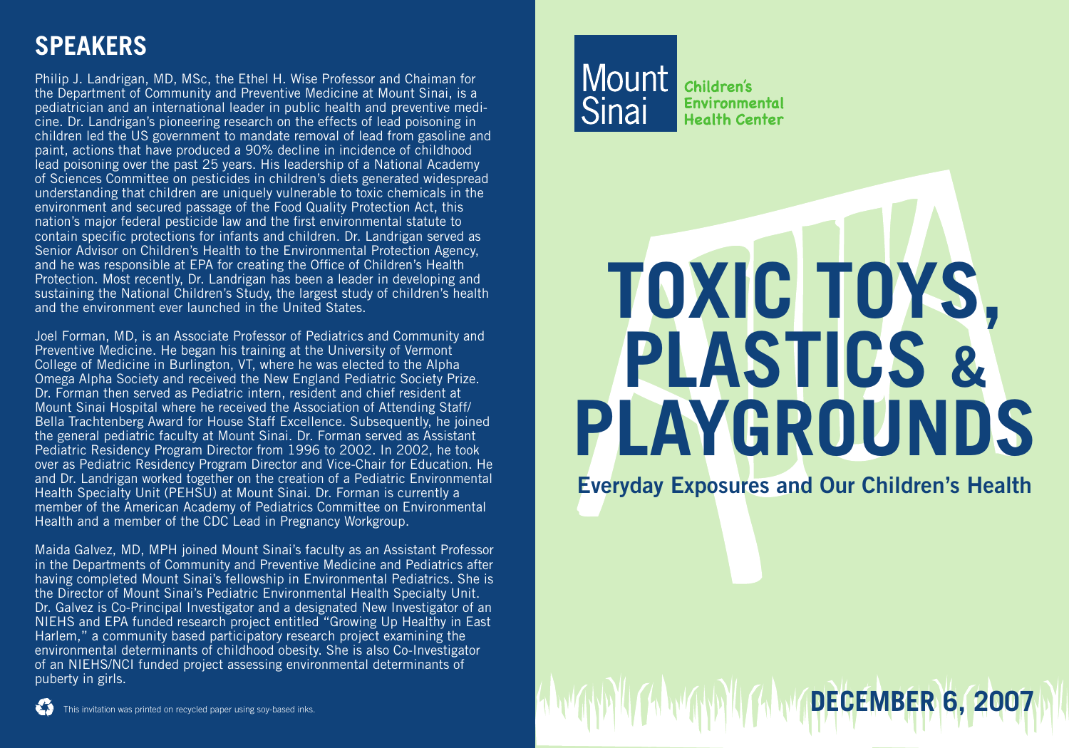## SPEAKERS

Philip J. Landrigan, MD, MSc, the Ethel H. Wise Professor and Chaiman for the Department of Community and Preventive Medicine at Mount Sinai, is a pediatrician and an international leader in public health and preventive medicine. Dr. Landrigan's pioneering research on the effects of lead poisoning in children led the US government to mandate removal of lead from gasoline and paint, actions that have produced a 90% decline in incidence of childhood lead poisoning over the past 25 years. His leadership of a National Academy of Sciences Committee on pesticides in children's diets generated widespread understanding that children are uniquely vulnerable to toxic chemicals in the environment and secured passage of the Food Quality Protection Act, this nation's major federal pesticide law and the first environmental statute to contain specific protections for infants and children. Dr. Landrigan served as Senior Advisor on Children's Health to the Environmental Protection Agency, and he was responsible at EPA for creating the Office of Children's Health Protection. Most recently, Dr. Landrigan has been a leader in developing and sustaining the National Children's Study, the largest study of children's health and the environment ever launched in the United States.

Joel Forman, MD, is an Associate Professor of Pediatrics and Community and Preventive Medicine. He began his training at the University of Vermont College of Medicine in Burlington, VT, where he was elected to the Alpha Omega Alpha Society and received the New England Pediatric Society Prize. Dr. Forman then served as Pediatric intern, resident and chief resident at Mount Sinai Hospital where he received the Association of Attending Staff/ Bella Trachtenberg Award for House Staff Excellence. Subsequently, he joined the general pediatric faculty at Mount Sinai. Dr. Forman served as Assistant Pediatric Residency Program Director from 1996 to 2002. In 2002, he took over as Pediatric Residency Program Director and Vice-Chair for Education. He and Dr. Landrigan worked together on the creation of a Pediatric Environmental Health Specialty Unit (PEHSU) at Mount Sinai. Dr. Forman is currently a member of the American Academy of Pediatrics Committee on Environmental Health and a member of the CDC Lead in Pregnancy Workgroup.

Maida Galvez, MD, MPH joined Mount Sinai's faculty as an Assistant Professor in the Departments of Community and Preventive Medicine and Pediatrics after having completed Mount Sinai's fellowship in Environmental Pediatrics. She is the Director of Mount Sinai's Pediatric Environmental Health Specialty Unit. Dr. Galvez is Co-Principal Investigator and a designated New Investigator of an NIEHS and EPA funded research project entitled "Growing Up Healthy in East Harlem," a community based participatory research project examining the environmental determinants of childhood obesity. She is also Co-Investigator of an NIEHS/NCI funded project assessing environmental determinants of puberty in girls.

This invitation was printed on recycled paper using soy-based inks.

Mount Sinai Children's Environmental Health Center

# TOXIC TOYS, PLASTICS & PLAYGROUNDS

## Everyday Exposures and Our Children's Health

**DECEMBER 6, 2007**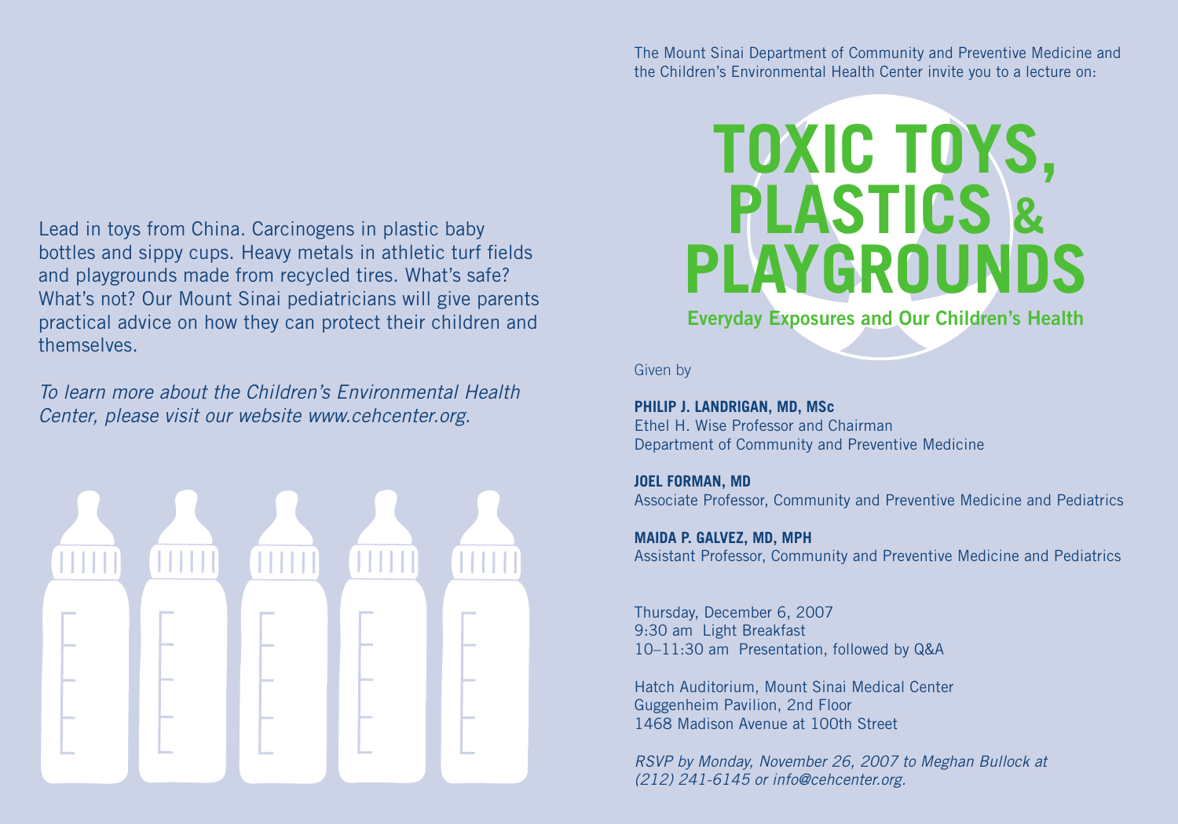Lead in toys from China. Carcinogens in plastic baby bottles and sippy cups. Heavy metals in athletic turf fields and playgrounds made from recycled tires. What's safe? What's not? Our Mount Sinai pediatricians will give parents practical advice on how they can protect their children and themselves.

*To learn more about the Children's Environmental Health Center, please visit our website www.cehcenter.org.*

The Mount Sinai Department of Community and Preventive Medicine and the Children's Environmental Health Center invite you to a lecture on:

# TOXIC TOYS, PLASTICS & PLAYGROUNDS

## Everyday Exposures and Our Children's Health

Given by

**PHILIP J. LANDRIGAN, MD, MSc**
Ethel H. Wise Professor and Chairman
Department of Community and Preventive Medicine

**JOEL FORMAN, MD**
Associate Professor, Community and Preventive Medicine and Pediatrics

**MAIDA P. GALVEZ, MD, MPH**
Assistant Professor, Community and Preventive Medicine and Pediatrics

Thursday, December 6, 2007
9:30 am Light Breakfast
10–11:30 am Presentation, followed by Q&A

Hatch Auditorium, Mount Sinai Medical Center
Guggenheim Pavilion, 2nd Floor
1468 Madison Avenue at 100th Street

*RSVP by Monday, November 26, 2007 to Meghan Bullock at (212) 241-6145 or info@cehcenter.org.*